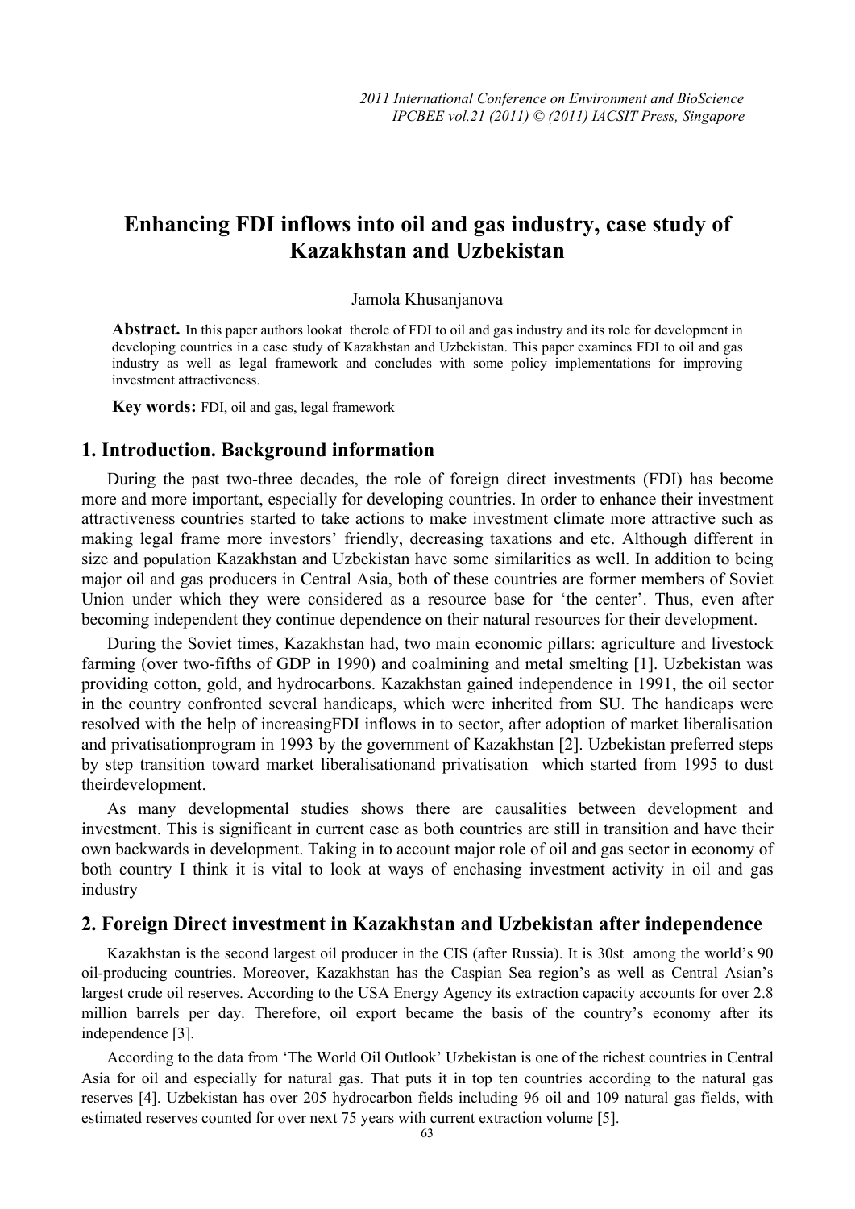# Enhancing FDI inflows into oil and gas industry, case study of Kazakhstan and Uzbekistan

Jamola Khusanjanova

**Abstract.** In this paper authors lookat therole of FDI to oil and gas industry and its role for development in developing countries in a case study of Kazakhstan and Uzbekistan. This paper examines FDI to oil and gas industry as well as legal framework and concludes with some policy implementations for improving investment attractiveness.

**Key words:** FDI, oil and gas, legal framework

## 1. Introduction. Background information

During the past two-three decades, the role of foreign direct investments (FDI) has become more and more important, especially for developing countries. In order to enhance their investment attractiveness countries started to take actions to make investment climate more attractive such as making legal frame more investors' friendly, decreasing taxations and etc. Although different in size and population Kazakhstan and Uzbekistan have some similarities as well. In addition to being major oil and gas producers in Central Asia, both of these countries are former members of Soviet Union under which they were considered as a resource base for 'the center'. Thus, even after becoming independent they continue dependence on their natural resources for their development.

During the Soviet times, Kazakhstan had, two main economic pillars: agriculture and livestock farming (over two-fifths of GDP in 1990) and coalmining and metal smelting [1]. Uzbekistan was providing cotton, gold, and hydrocarbons. Kazakhstan gained independence in 1991, the oil sector in the country confronted several handicaps, which were inherited from SU. The handicaps were resolved with the help of increasingFDI inflows in to sector, after adoption of market liberalisation and privatisationprogram in 1993 by the government of Kazakhstan [2]. Uzbekistan preferred steps by step transition toward market liberalisationand privatisation which started from 1995 to dust theirdevelopment.

As many developmental studies shows there are causalities between development and investment. This is significant in current case as both countries are still in transition and have their own backwards in development. Taking in to account major role of oil and gas sector in economy of both country I think it is vital to look at ways of enchasing investment activity in oil and gas industry

## 2. Foreign Direct investment in Kazakhstan and Uzbekistan after independence

Kazakhstan is the second largest oil producer in the CIS (after Russia). It is 30st among the world's 90 oil-producing countries. Moreover, Kazakhstan has the Caspian Sea region's as well as Central Asian's largest crude oil reserves. According to the USA Energy Agency its extraction capacity accounts for over 2.8 million barrels per day. Therefore, oil export became the basis of the country's economy after its independence [3].

According to the data from 'The World Oil Outlook' Uzbekistan is one of the richest countries in Central Asia for oil and especially for natural gas. That puts it in top ten countries according to the natural gas reserves [4]. Uzbekistan has over 205 hydrocarbon fields including 96 oil and 109 natural gas fields, with estimated reserves counted for over next 75 years with current extraction volume [5].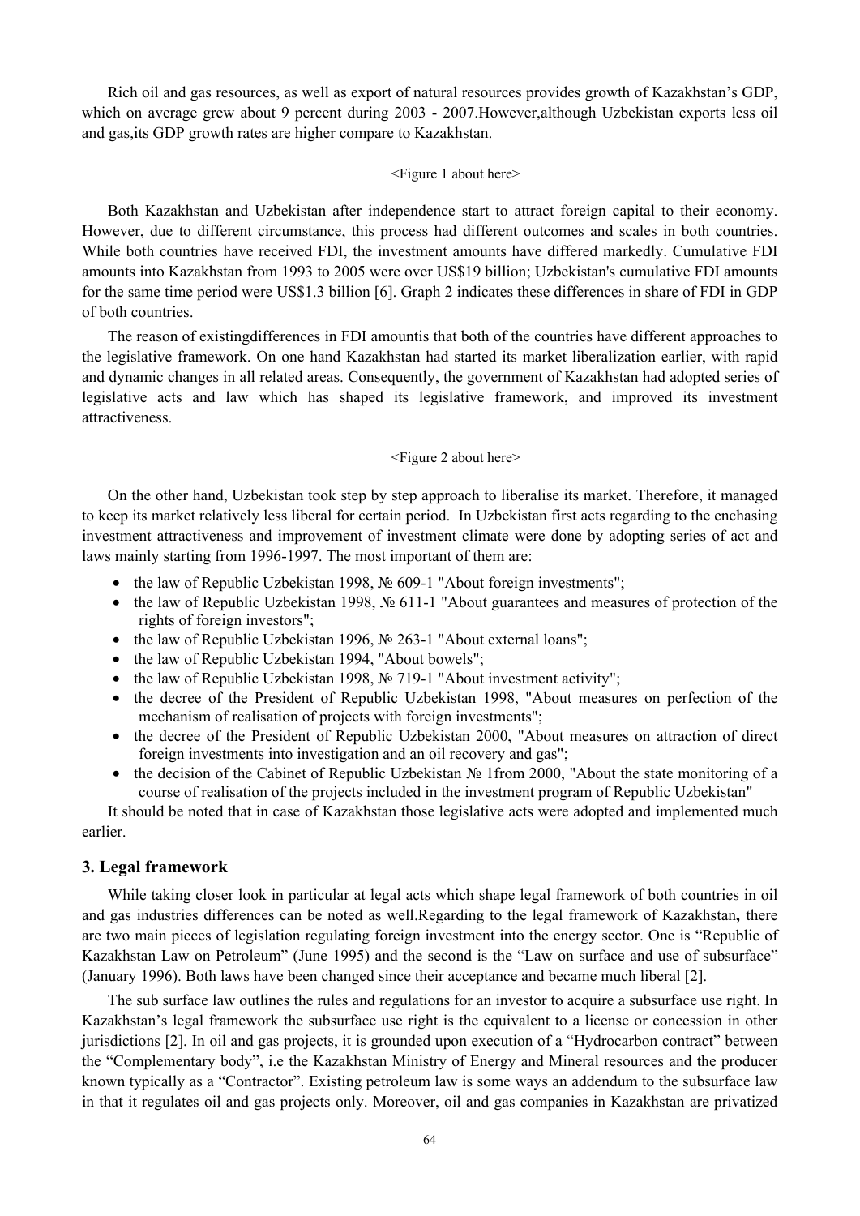Rich oil and gas resources, as well as export of natural resources provides growth of Kazakhstan's GDP, which on average grew about 9 percent during 2003 - 2007.However,although Uzbekistan exports less oil and gas,its GDP growth rates are higher compare to Kazakhstan.

<Figure 1 about here>

Both Kazakhstan and Uzbekistan after independence start to attract foreign capital to their economy. However, due to different circumstance, this process had different outcomes and scales in both countries. While both countries have received FDI, the investment amounts have differed markedly. Cumulative FDI amounts into Kazakhstan from 1993 to 2005 were over US$19 billion; Uzbekistan's cumulative FDI amounts for the same time period were US$1.3 billion [6]. Graph 2 indicates these differences in share of FDI in GDP of both countries.

The reason of existingdifferences in FDI amountis that both of the countries have different approaches to the legislative framework. On one hand Kazakhstan had started its market liberalization earlier, with rapid and dynamic changes in all related areas. Consequently, the government of Kazakhstan had adopted series of legislative acts and law which has shaped its legislative framework, and improved its investment attractiveness.

<Figure 2 about here>

On the other hand, Uzbekistan took step by step approach to liberalise its market. Therefore, it managed to keep its market relatively less liberal for certain period. In Uzbekistan first acts regarding to the enchasing investment attractiveness and improvement of investment climate were done by adopting series of act and laws mainly starting from 1996-1997. The most important of them are:

- the law of Republic Uzbekistan 1998, № 609-1 "About foreign investments";
- the law of Republic Uzbekistan 1998, № 611-1 "About guarantees and measures of protection of the rights of foreign investors";
- the law of Republic Uzbekistan 1996, № 263-1 "About external loans";
- the law of Republic Uzbekistan 1994, "About bowels";
- the law of Republic Uzbekistan 1998, № 719-1 "About investment activity";
- the decree of the President of Republic Uzbekistan 1998, "About measures on perfection of the mechanism of realisation of projects with foreign investments";
- the decree of the President of Republic Uzbekistan 2000, "About measures on attraction of direct foreign investments into investigation and an oil recovery and gas";
- the decision of the Cabinet of Republic Uzbekistan № 1from 2000, "About the state monitoring of a course of realisation of the projects included in the investment program of Republic Uzbekistan"

It should be noted that in case of Kazakhstan those legislative acts were adopted and implemented much earlier.

## 3. Legal framework

While taking closer look in particular at legal acts which shape legal framework of both countries in oil and gas industries differences can be noted as well.Regarding to the legal framework of Kazakhstan**,** there are two main pieces of legislation regulating foreign investment into the energy sector. One is "Republic of Kazakhstan Law on Petroleum" (June 1995) and the second is the "Law on surface and use of subsurface" (January 1996). Both laws have been changed since their acceptance and became much liberal [2].

The sub surface law outlines the rules and regulations for an investor to acquire a subsurface use right. In Kazakhstan's legal framework the subsurface use right is the equivalent to a license or concession in other jurisdictions [2]. In oil and gas projects, it is grounded upon execution of a "Hydrocarbon contract" between the "Complementary body", i.e the Kazakhstan Ministry of Energy and Mineral resources and the producer known typically as a "Contractor". Existing petroleum law is some ways an addendum to the subsurface law in that it regulates oil and gas projects only. Moreover, oil and gas companies in Kazakhstan are privatized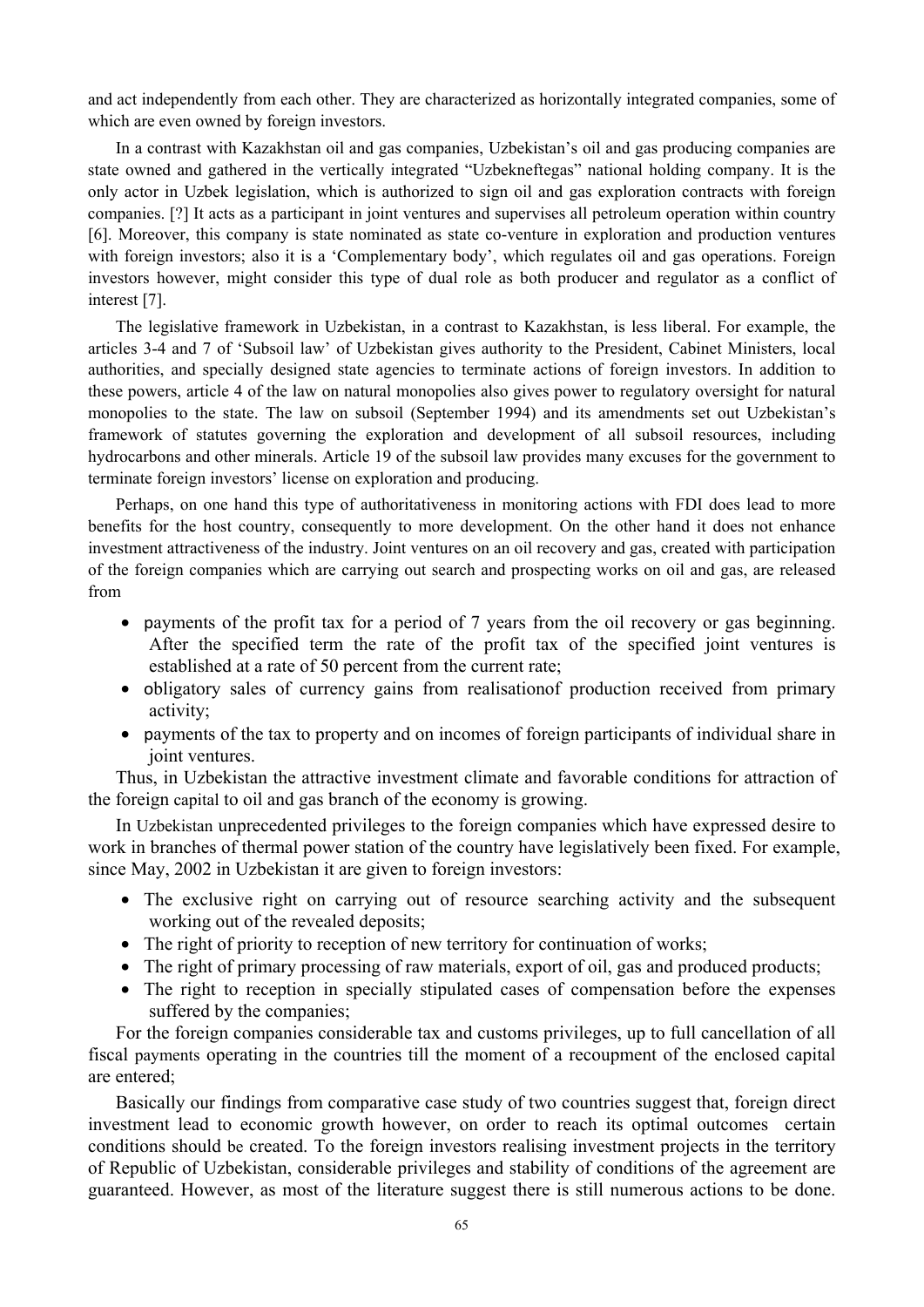and act independently from each other. They are characterized as horizontally integrated companies, some of which are even owned by foreign investors.

In a contrast with Kazakhstan oil and gas companies, Uzbekistan's oil and gas producing companies are state owned and gathered in the vertically integrated "Uzbekneftegas" national holding company. It is the only actor in Uzbek legislation, which is authorized to sign oil and gas exploration contracts with foreign companies. [?] It acts as a participant in joint ventures and supervises all petroleum operation within country [6]. Moreover, this company is state nominated as state co-venture in exploration and production ventures with foreign investors; also it is a 'Complementary body', which regulates oil and gas operations. Foreign investors however, might consider this type of dual role as both producer and regulator as a conflict of interest [7].

The legislative framework in Uzbekistan, in a contrast to Kazakhstan, is less liberal. For example, the articles 3-4 and 7 of 'Subsoil law' of Uzbekistan gives authority to the President, Cabinet Ministers, local authorities, and specially designed state agencies to terminate actions of foreign investors. In addition to these powers, article 4 of the law on natural monopolies also gives power to regulatory oversight for natural monopolies to the state. The law on subsoil (September 1994) and its amendments set out Uzbekistan's framework of statutes governing the exploration and development of all subsoil resources, including hydrocarbons and other minerals. Article 19 of the subsoil law provides many excuses for the government to terminate foreign investors' license on exploration and producing.

Perhaps, on one hand this type of authoritativeness in monitoring actions with FDI does lead to more benefits for the host country, consequently to more development. On the other hand it does not enhance investment attractiveness of the industry. Joint ventures on an oil recovery and gas, created with participation of the foreign companies which are carrying out search and prospecting works on oil and gas, are released from

- payments of the profit tax for a period of 7 years from the oil recovery or gas beginning. After the specified term the rate of the profit tax of the specified joint ventures is established at a rate of 50 percent from the current rate;
- obligatory sales of currency gains from realisationof production received from primary activity;
- payments of the tax to property and on incomes of foreign participants of individual share in joint ventures.

Thus, in Uzbekistan the attractive investment climate and favorable conditions for attraction of the foreign capital to oil and gas branch of the economy is growing.

In Uzbekistan unprecedented privileges to the foreign companies which have expressed desire to work in branches of thermal power station of the country have legislatively been fixed. For example, since May, 2002 in Uzbekistan it are given to foreign investors:

- The exclusive right on carrying out of resource searching activity and the subsequent working out of the revealed deposits;
- The right of priority to reception of new territory for continuation of works;
- The right of primary processing of raw materials, export of oil, gas and produced products;
- The right to reception in specially stipulated cases of compensation before the expenses suffered by the companies;

For the foreign companies considerable tax and customs privileges, up to full cancellation of all fiscal payments operating in the countries till the moment of a recoupment of the enclosed capital are entered;

Basically our findings from comparative case study of two countries suggest that, foreign direct investment lead to economic growth however, on order to reach its optimal outcomes certain conditions should be created. To the foreign investors realising investment projects in the territory of Republic of Uzbekistan, considerable privileges and stability of conditions of the agreement are guaranteed. However, as most of the literature suggest there is still numerous actions to be done.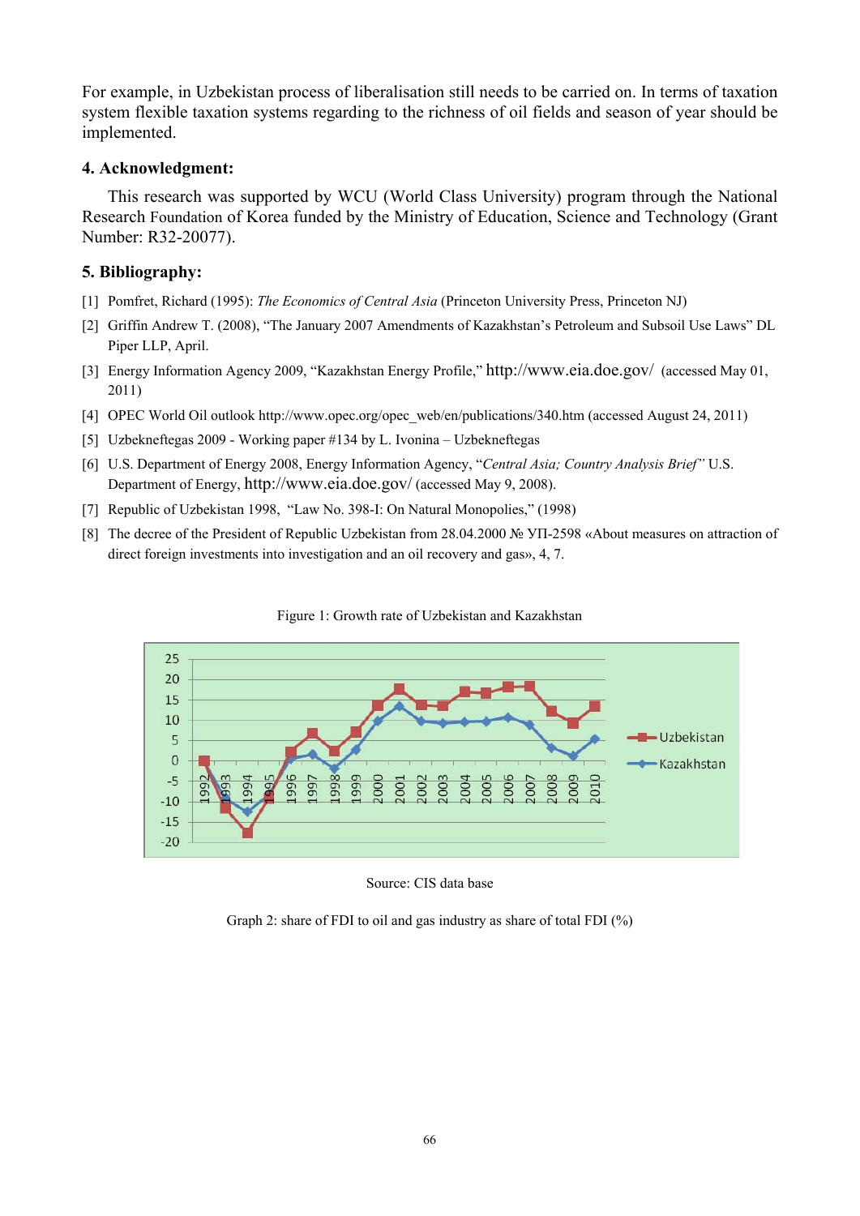For example, in Uzbekistan process of liberalisation still needs to be carried on. In terms of taxation system flexible taxation systems regarding to the richness of oil fields and season of year should be implemented.

## 4. Acknowledgment:

This research was supported by WCU (World Class University) program through the National Research Foundation of Korea funded by the Ministry of Education, Science and Technology (Grant Number: R32-20077).

## 5. Bibliography:

[1] Pomfret, Richard (1995): *The Economics of Central Asia* (Princeton University Press, Princeton NJ)

[2] Griffin Andrew T. (2008), "The January 2007 Amendments of Kazakhstan's Petroleum and Subsoil Use Laws" DL Piper LLP, April.

[3] Energy Information Agency 2009, "Kazakhstan Energy Profile," http://www.eia.doe.gov/ (accessed May 01, 2011)

[4] OPEC World Oil outlook http://www.opec.org/opec_web/en/publications/340.htm (accessed August 24, 2011)

[5] Uzbekneftegas 2009 - Working paper #134 by L. Ivonina – Uzbekneftegas

[6] U.S. Department of Energy 2008, Energy Information Agency, "*Central Asia; Country Analysis Brief*" U.S. Department of Energy, http://www.eia.doe.gov/ (accessed May 9, 2008).

[7] Republic of Uzbekistan 1998, "Law No. 398-I: On Natural Monopolies," (1998)

[8] The decree of the President of Republic Uzbekistan from 28.04.2000 № УП-2598 «About measures on attraction of direct foreign investments into investigation and an oil recovery and gas», 4, 7.

Figure 1: Growth rate of Uzbekistan and Kazakhstan

Source: CIS data base

Graph 2: share of FDI to oil and gas industry as share of total FDI (%)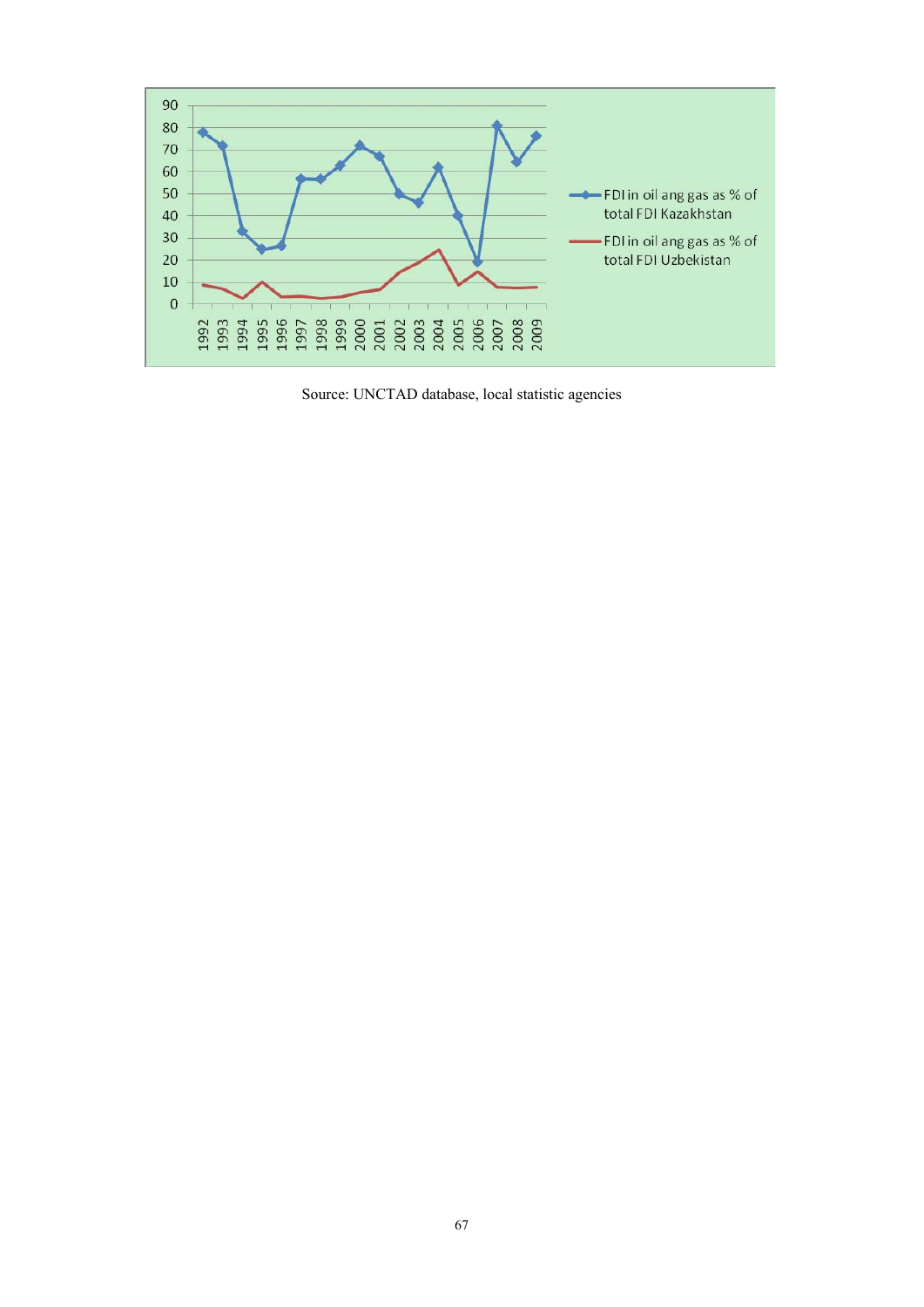90
80
70
60
50
40
30
20
10
0

1992 1993 1994 1995 1996 1997 1998 1999 2000 2001 2002 2003 2004 2005 2006 2007 2008 2009

FDI in oil ang gas as % of total FDI Kazakhstan

FDI in oil ang gas as % of total FDI Uzbekistan

Source: UNCTAD database, local statistic agencies